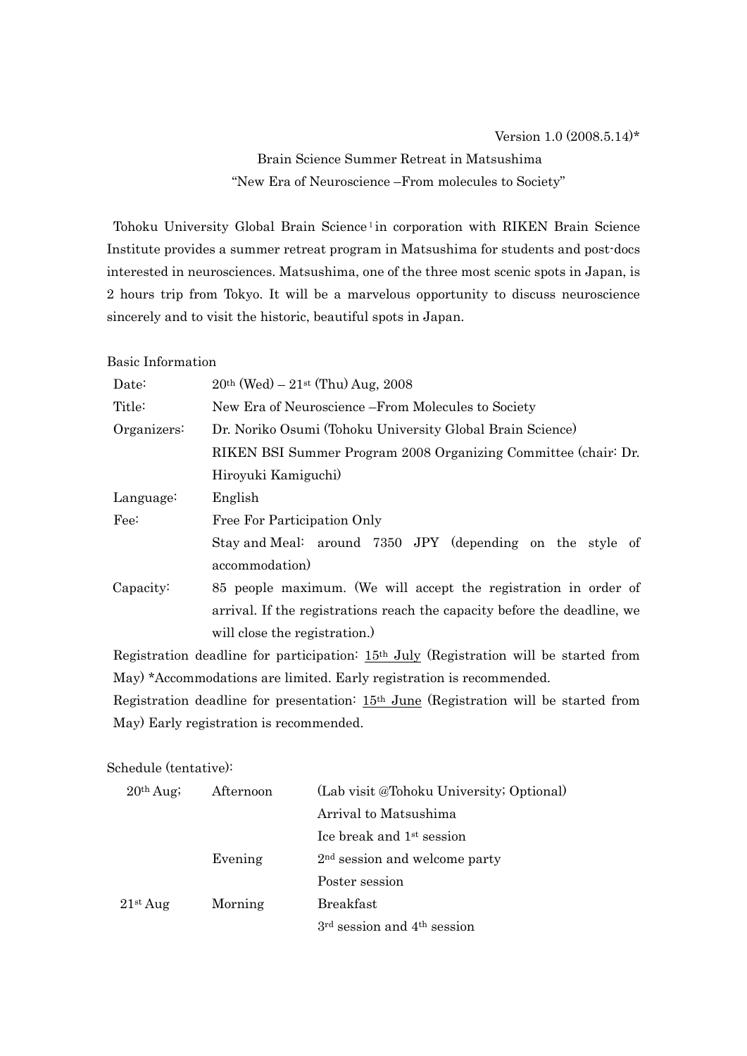Version 1.0 (2008.5.14)*

Brain Science Summer Retreat in Matsushima

"New Era of Neuroscience –From molecules to Society"

Tohoku University Global Brain Science[1] in corporation with RIKEN Brain Science Institute provides a summer retreat program in Matsushima for students and post-docs interested in neurosciences. Matsushima, one of the three most scenic spots in Japan, is 2 hours trip from Tokyo. It will be a marvelous opportunity to discuss neuroscience sincerely and to visit the historic, beautiful spots in Japan.

Basic Information

| | |
|---|---|
| Date: | 20th (Wed) – 21st (Thu) Aug, 2008 |
| Title: | New Era of Neuroscience –From Molecules to Society |
| Organizers: | Dr. Noriko Osumi (Tohoku University Global Brain Science)<br>RIKEN BSI Summer Program 2008 Organizing Committee (chair: Dr. Hiroyuki Kamiguchi) |
| Language: | English |
| Fee: | Free For Participation Only<br>Stay and Meal: around 7350 JPY (depending on the style of accommodation) |
| Capacity: | 85 people maximum. (We will accept the registration in order of arrival. If the registrations reach the capacity before the deadline, we will close the registration.) |

Registration deadline for participation: 15th July (Registration will be started from May) *Accommodations are limited. Early registration is recommended.

Registration deadline for presentation: 15th June (Registration will be started from May) Early registration is recommended.

Schedule (tentative):

| | | |
|---|---|---|
| 20th Aug; | Afternoon | (Lab visit @Tohoku University; Optional) |
| | | Arrival to Matsushima |
| | | Ice break and 1st session |
| | Evening | 2nd session and welcome party |
| | | Poster session |
| 21st Aug | Morning | Breakfast |
| | | 3rd session and 4th session |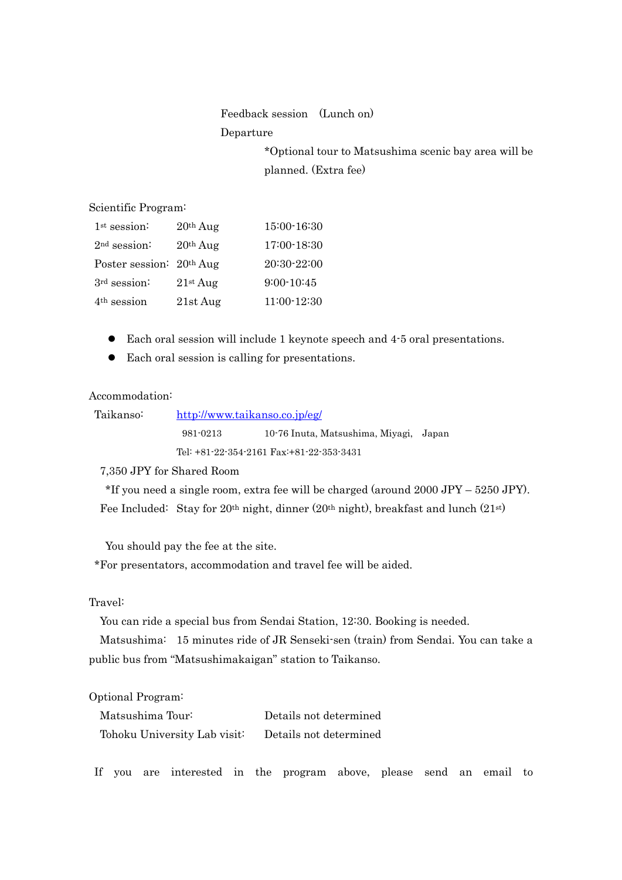Feedback session (Lunch on)

Departure

*Optional tour to Matsushima scenic bay area will be planned. (Extra fee)

Scientific Program:

| | | |
|---|---|---|
| 1st session: | 20th Aug | 15:00-16:30 |
| 2nd session: | 20th Aug | 17:00-18:30 |
| Poster session: | 20th Aug | 20:30-22:00 |
| 3rd session: | 21st Aug | 9:00-10:45 |
| 4th session | 21st Aug | 11:00-12:30 |

- Each oral session will include 1 keynote speech and 4-5 oral presentations.
- Each oral session is calling for presentations.

Accommodation:

Taikanso: http://www.taikanso.co.jp/eg/

981-0213 10-76 Inuta, Matsushima, Miyagi, Japan

Tel: +81-22-354-2161 Fax:+81-22-353-3431

7,350 JPY for Shared Room

*If you need a single room, extra fee will be charged (around 2000 JPY – 5250 JPY).

Fee Included: Stay for 20th night, dinner (20th night), breakfast and lunch (21st)

You should pay the fee at the site.

*For presentators, accommodation and travel fee will be aided.

Travel:

You can ride a special bus from Sendai Station, 12:30. Booking is needed.

Matsushima: 15 minutes ride of JR Senseki-sen (train) from Sendai. You can take a public bus from "Matsushimakaigan" station to Taikanso.

Optional Program:

| | |
|---|---|
| Matsushima Tour: | Details not determined |
| Tohoku University Lab visit: | Details not determined |

If you are interested in the program above, please send an email to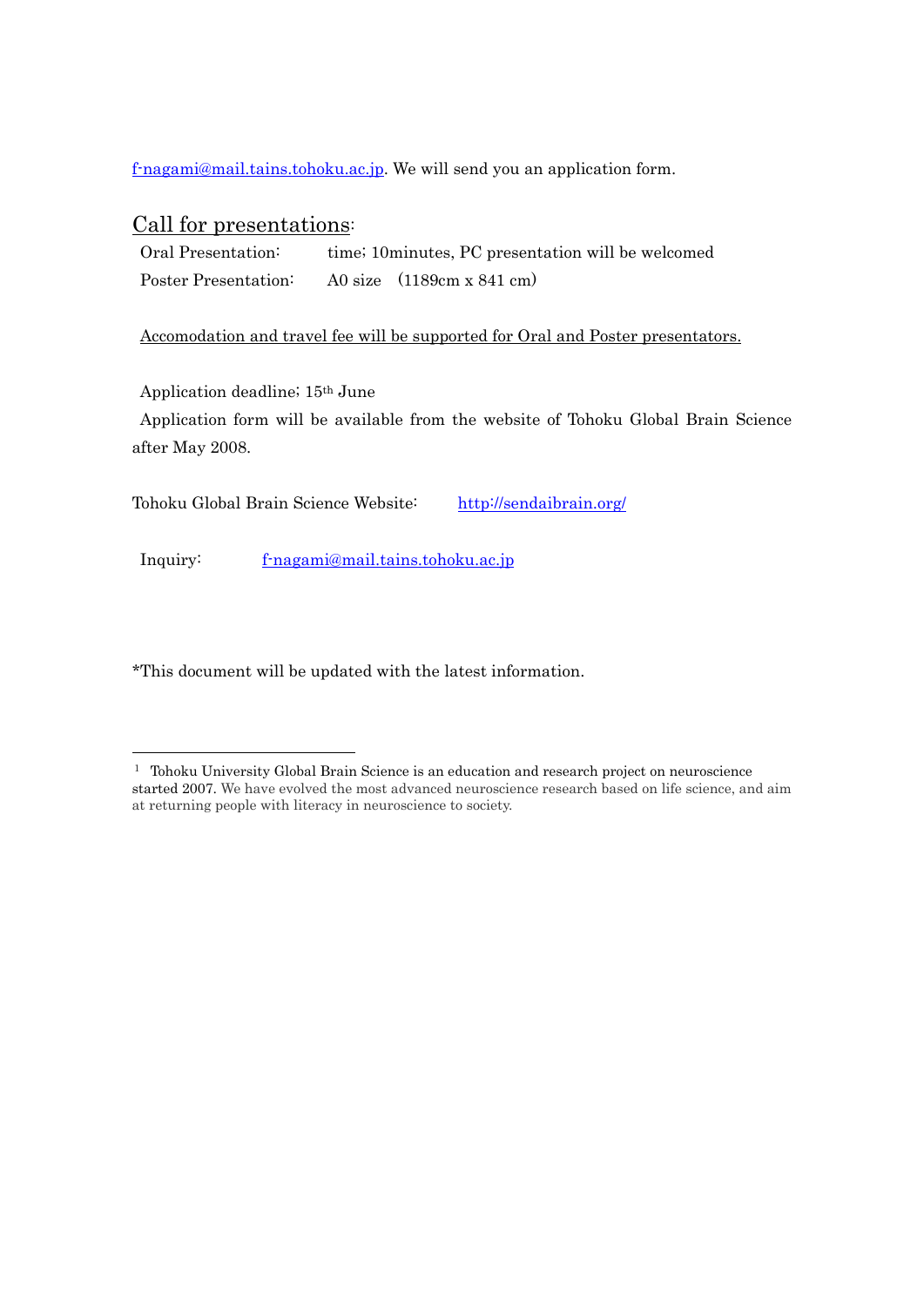f-nagami@mail.tains.tohoku.ac.jp. We will send you an application form.

## Call for presentations:

Oral Presentation: time; 10minutes, PC presentation will be welcomed

Poster Presentation: A0 size (1189cm x 841 cm)

Accomodation and travel fee will be supported for Oral and Poster presentators.

Application deadline; 15th June

Application form will be available from the website of Tohoku Global Brain Science after May 2008.

Tohoku Global Brain Science Website: http://sendaibrain.org/

Inquiry: f-nagami@mail.tains.tohoku.ac.jp

*This document will be updated with the latest information.

---

[1] Tohoku University Global Brain Science is an education and research project on neuroscience started 2007. We have evolved the most advanced neuroscience research based on life science, and aim at returning people with literacy in neuroscience to society.